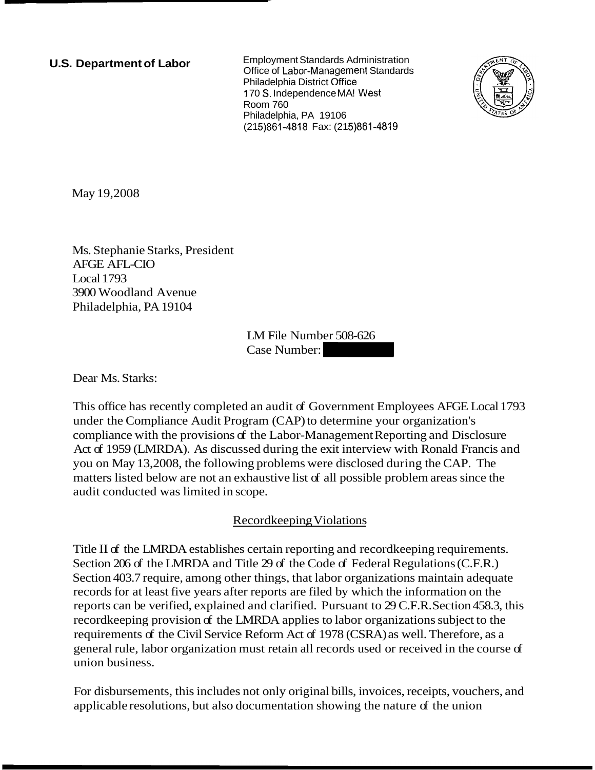**U.S. Department of Labor**

Employment Standards Administration
Office of Labor-Management Standards
Philadelphia District Office
170 S. Independence MA! West
Room 760
Philadelphia, PA 19106
(215)861-4818 Fax: (215)861-4819

May 19,2008

Ms. Stephanie Starks, President
AFGE AFL-CIO
Local 1793
3900 Woodland Avenue
Philadelphia, PA 19104

LM File Number 508-626
Case Number:

Dear Ms. Starks:

This office has recently completed an audit of Government Employees AFGE Local 1793 under the Compliance Audit Program (CAP) to determine your organization's compliance with the provisions of the Labor-Management Reporting and Disclosure Act of 1959 (LMRDA). As discussed during the exit interview with Ronald Francis and you on May 13,2008, the following problems were disclosed during the CAP. The matters listed below are not an exhaustive list of all possible problem areas since the audit conducted was limited in scope.

Recordkeeping Violations

Title II of the LMRDA establishes certain reporting and recordkeeping requirements. Section 206 of the LMRDA and Title 29 of the Code of Federal Regulations (C.F.R.) Section 403.7 require, among other things, that labor organizations maintain adequate records for at least five years after reports are filed by which the information on the reports can be verified, explained and clarified. Pursuant to 29 C.F.R. Section 458.3, this recordkeeping provision of the LMRDA applies to labor organizations subject to the requirements of the Civil Service Reform Act of 1978 (CSRA) as well. Therefore, as a general rule, labor organization must retain all records used or received in the course of union business.

For disbursements, this includes not only original bills, invoices, receipts, vouchers, and applicable resolutions, but also documentation showing the nature of the union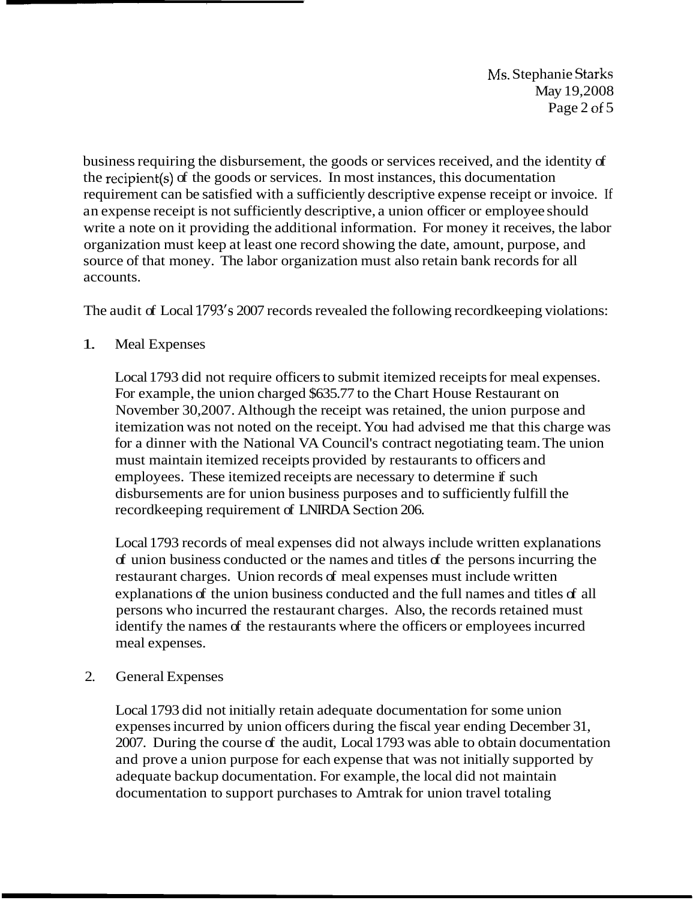business requiring the disbursement, the goods or services received, and the identity of the recipient(s) of the goods or services. In most instances, this documentation requirement can be satisfied with a sufficiently descriptive expense receipt or invoice. If an expense receipt is not sufficiently descriptive, a union officer or employee should write a note on it providing the additional information. For money it receives, the labor organization must keep at least one record showing the date, amount, purpose, and source of that money. The labor organization must also retain bank records for all accounts.

The audit of Local 1793's 2007 records revealed the following recordkeeping violations:

1. Meal Expenses

   Local 1793 did not require officers to submit itemized receipts for meal expenses. For example, the union charged $635.77 to the Chart House Restaurant on November 30,2007. Although the receipt was retained, the union purpose and itemization was not noted on the receipt. You had advised me that this charge was for a dinner with the National VA Council's contract negotiating team. The union must maintain itemized receipts provided by restaurants to officers and employees. These itemized receipts are necessary to determine if such disbursements are for union business purposes and to sufficiently fulfill the recordkeeping requirement of LMRDA Section 206.

   Local 1793 records of meal expenses did not always include written explanations of union business conducted or the names and titles of the persons incurring the restaurant charges. Union records of meal expenses must include written explanations of the union business conducted and the full names and titles of all persons who incurred the restaurant charges. Also, the records retained must identify the names of the restaurants where the officers or employees incurred meal expenses.

2. General Expenses

   Local 1793 did not initially retain adequate documentation for some union expenses incurred by union officers during the fiscal year ending December 31, 2007. During the course of the audit, Local 1793 was able to obtain documentation and prove a union purpose for each expense that was not initially supported by adequate backup documentation. For example, the local did not maintain documentation to support purchases to Amtrak for union travel totaling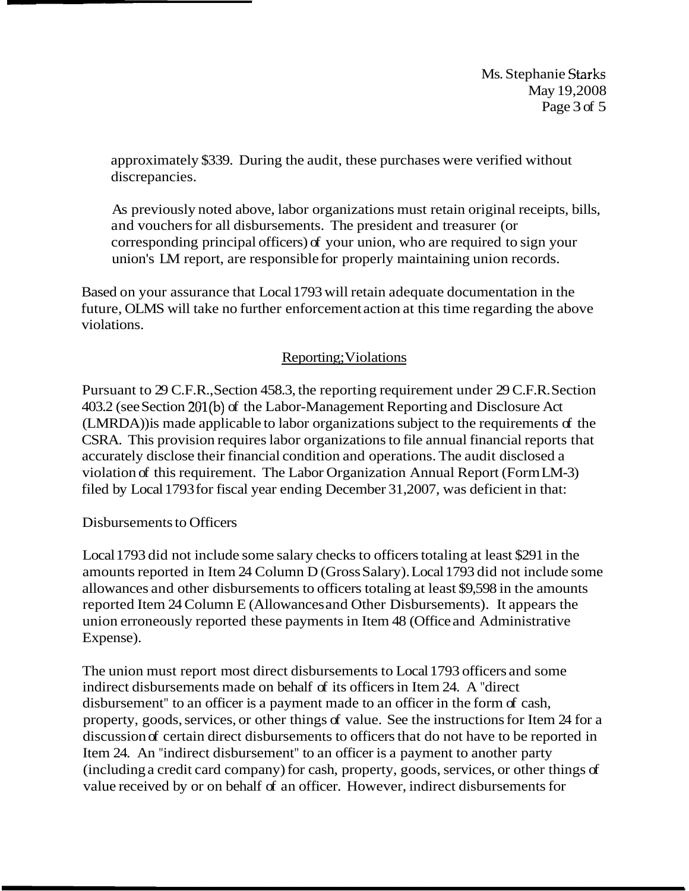approximately $339. During the audit, these purchases were verified without discrepancies.

As previously noted above, labor organizations must retain original receipts, bills, and vouchers for all disbursements. The president and treasurer (or corresponding principal officers) of your union, who are required to sign your union's LM report, are responsible for properly maintaining union records.

Based on your assurance that Local 1793 will retain adequate documentation in the future, OLMS will take no further enforcement action at this time regarding the above violations.

## Reporting Violations

Pursuant to 29 C.F.R., Section 458.3, the reporting requirement under 29 C.F.R. Section 403.2 (see Section 201(b) of the Labor-Management Reporting and Disclosure Act (LMRDA)) is made applicable to labor organizations subject to the requirements of the CSRA. This provision requires labor organizations to file annual financial reports that accurately disclose their financial condition and operations. The audit disclosed a violation of this requirement. The Labor Organization Annual Report (Form LM-3) filed by Local 1793 for fiscal year ending December 31, 2007, was deficient in that:

Disbursements to Officers

Local 1793 did not include some salary checks to officers totaling at least $291 in the amounts reported in Item 24 Column D (Gross Salary). Local 1793 did not include some allowances and other disbursements to officers totaling at least $9,598 in the amounts reported Item 24 Column E (Allowances and Other Disbursements). It appears the union erroneously reported these payments in Item 48 (Office and Administrative Expense).

The union must report most direct disbursements to Local 1793 officers and some indirect disbursements made on behalf of its officers in Item 24. A "direct disbursement" to an officer is a payment made to an officer in the form of cash, property, goods, services, or other things of value. See the instructions for Item 24 for a discussion of certain direct disbursements to officers that do not have to be reported in Item 24. An "indirect disbursement" to an officer is a payment to another party (including a credit card company) for cash, property, goods, services, or other things of value received by or on behalf of an officer. However, indirect disbursements for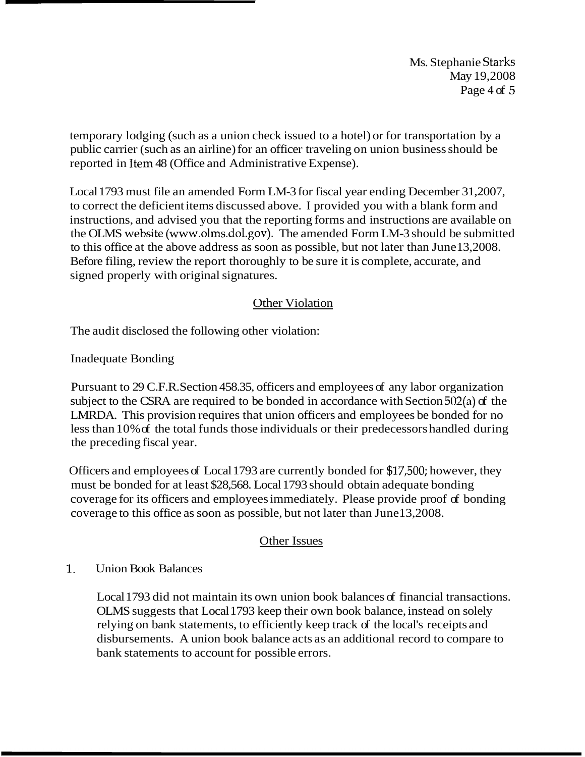temporary lodging (such as a union check issued to a hotel) or for transportation by a public carrier (such as an airline) for an officer traveling on union business should be reported in Item 48 (Office and Administrative Expense).

Local 1793 must file an amended Form LM-3 for fiscal year ending December 31, 2007, to correct the deficient items discussed above. I provided you with a blank form and instructions, and advised you that the reporting forms and instructions are available on the OLMS website (www.olms.dol.gov). The amended Form LM-3 should be submitted to this office at the above address as soon as possible, but not later than June 13, 2008. Before filing, review the report thoroughly to be sure it is complete, accurate, and signed properly with original signatures.

## Other Violation

The audit disclosed the following other violation:

Inadequate Bonding

Pursuant to 29 C.F.R. Section 458.35, officers and employees of any labor organization subject to the CSRA are required to be bonded in accordance with Section 502(a) of the LMRDA. This provision requires that union officers and employees be bonded for no less than 10% of the total funds those individuals or their predecessors handled during the preceding fiscal year.

Officers and employees of Local 1793 are currently bonded for $17,500; however, they must be bonded for at least $28,568. Local 1793 should obtain adequate bonding coverage for its officers and employees immediately. Please provide proof of bonding coverage to this office as soon as possible, but not later than June 13, 2008.

## Other Issues

1. Union Book Balances

   Local 1793 did not maintain its own union book balances of financial transactions. OLMS suggests that Local 1793 keep their own book balance, instead on solely relying on bank statements, to efficiently keep track of the local's receipts and disbursements. A union book balance acts as an additional record to compare to bank statements to account for possible errors.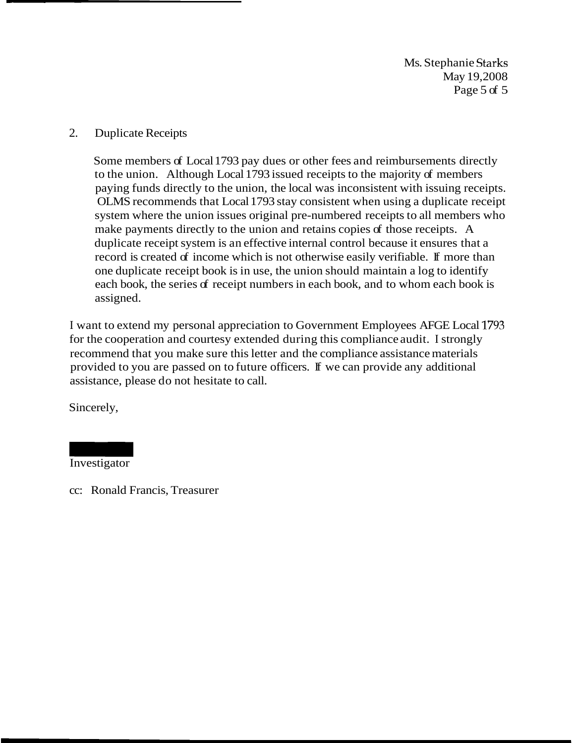2. Duplicate Receipts

   Some members of Local 1793 pay dues or other fees and reimbursements directly to the union. Although Local 1793 issued receipts to the majority of members paying funds directly to the union, the local was inconsistent with issuing receipts. OLMS recommends that Local 1793 stay consistent when using a duplicate receipt system where the union issues original pre-numbered receipts to all members who make payments directly to the union and retains copies of those receipts. A duplicate receipt system is an effective internal control because it ensures that a record is created of income which is not otherwise easily verifiable. If more than one duplicate receipt book is in use, the union should maintain a log to identify each book, the series of receipt numbers in each book, and to whom each book is assigned.

I want to extend my personal appreciation to Government Employees AFGE Local 1793 for the cooperation and courtesy extended during this compliance audit. I strongly recommend that you make sure this letter and the compliance assistance materials provided to you are passed on to future officers. If we can provide any additional assistance, please do not hesitate to call.

Sincerely,

Investigator

cc: Ronald Francis, Treasurer